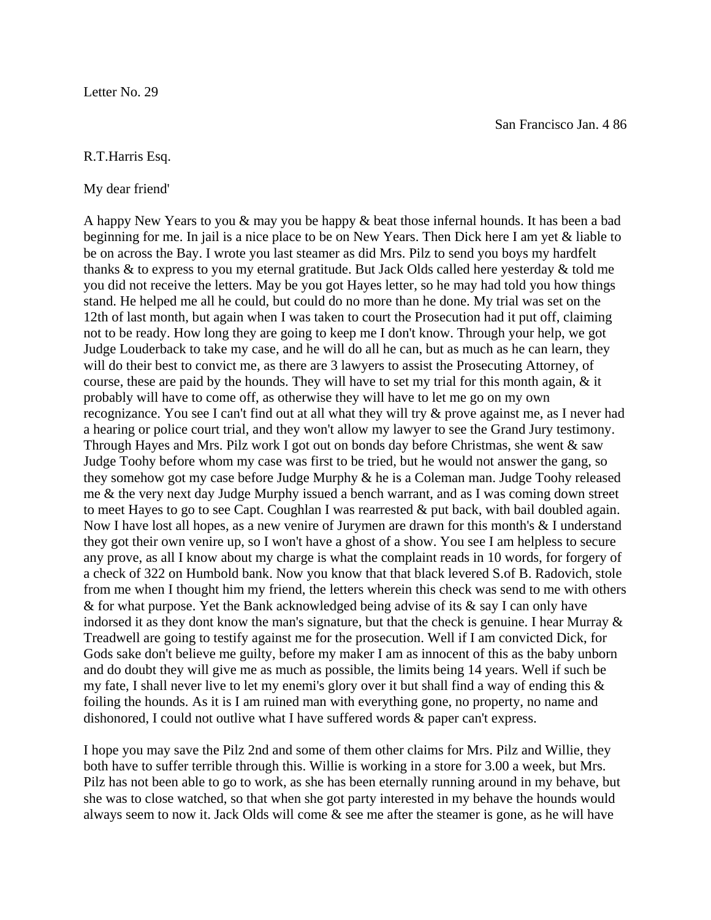Letter No. 29

San Francisco Jan. 4 86

R.T.Harris Esq.

My dear friend'

A happy New Years to you & may you be happy & beat those infernal hounds. It has been a bad beginning for me. In jail is a nice place to be on New Years. Then Dick here I am yet & liable to be on across the Bay. I wrote you last steamer as did Mrs. Pilz to send you boys my hardfelt thanks & to express to you my eternal gratitude. But Jack Olds called here yesterday & told me you did not receive the letters. May be you got Hayes letter, so he may had told you how things stand. He helped me all he could, but could do no more than he done. My trial was set on the 12th of last month, but again when I was taken to court the Prosecution had it put off, claiming not to be ready. How long they are going to keep me I don't know. Through your help, we got Judge Louderback to take my case, and he will do all he can, but as much as he can learn, they will do their best to convict me, as there are 3 lawyers to assist the Prosecuting Attorney, of course, these are paid by the hounds. They will have to set my trial for this month again, & it probably will have to come off, as otherwise they will have to let me go on my own recognizance. You see I can't find out at all what they will try & prove against me, as I never had a hearing or police court trial, and they won't allow my lawyer to see the Grand Jury testimony. Through Hayes and Mrs. Pilz work I got out on bonds day before Christmas, she went & saw Judge Toohy before whom my case was first to be tried, but he would not answer the gang, so they somehow got my case before Judge Murphy & he is a Coleman man. Judge Toohy released me & the very next day Judge Murphy issued a bench warrant, and as I was coming down street to meet Hayes to go to see Capt. Coughlan I was rearrested & put back, with bail doubled again. Now I have lost all hopes, as a new venire of Jurymen are drawn for this month's & I understand they got their own venire up, so I won't have a ghost of a show. You see I am helpless to secure any prove, as all I know about my charge is what the complaint reads in 10 words, for forgery of a check of 322 on Humbold bank. Now you know that that black levered S.of B. Radovich, stole from me when I thought him my friend, the letters wherein this check was send to me with others & for what purpose. Yet the Bank acknowledged being advise of its & say I can only have indorsed it as they dont know the man's signature, but that the check is genuine. I hear Murray & Treadwell are going to testify against me for the prosecution. Well if I am convicted Dick, for Gods sake don't believe me guilty, before my maker I am as innocent of this as the baby unborn and do doubt they will give me as much as possible, the limits being 14 years. Well if such be my fate, I shall never live to let my enemi's glory over it but shall find a way of ending this & foiling the hounds. As it is I am ruined man with everything gone, no property, no name and dishonored, I could not outlive what I have suffered words & paper can't express.

I hope you may save the Pilz 2nd and some of them other claims for Mrs. Pilz and Willie, they both have to suffer terrible through this. Willie is working in a store for 3.00 a week, but Mrs. Pilz has not been able to go to work, as she has been eternally running around in my behave, but she was to close watched, so that when she got party interested in my behave the hounds would always seem to now it. Jack Olds will come & see me after the steamer is gone, as he will have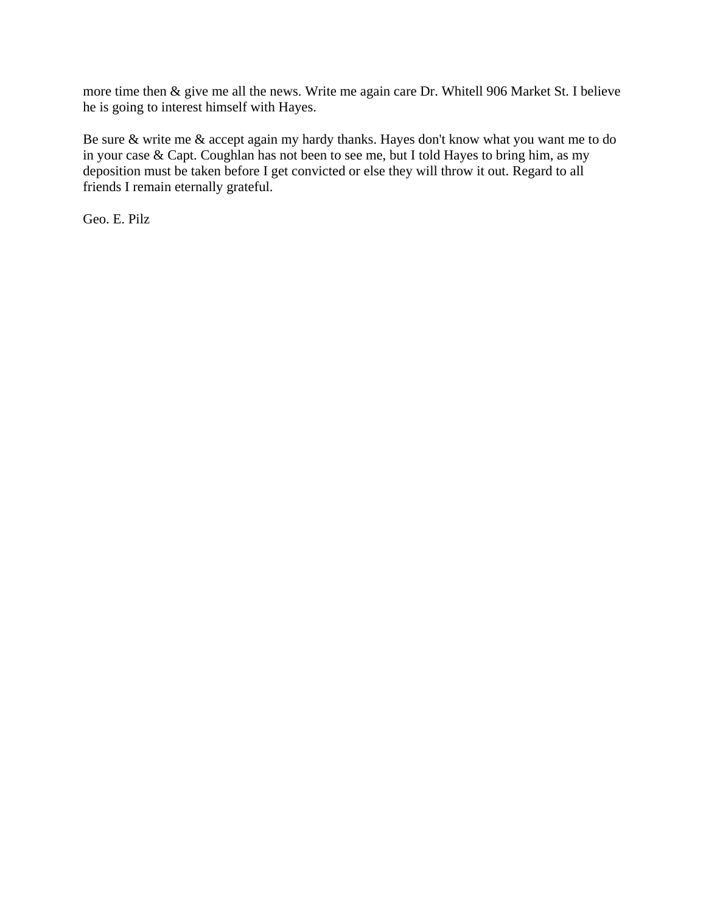more time then & give me all the news. Write me again care Dr. Whitell 906 Market St. I believe he is going to interest himself with Hayes.

Be sure & write me & accept again my hardy thanks. Hayes don't know what you want me to do in your case & Capt. Coughlan has not been to see me, but I told Hayes to bring him, as my deposition must be taken before I get convicted or else they will throw it out. Regard to all friends I remain eternally grateful.

Geo. E. Pilz